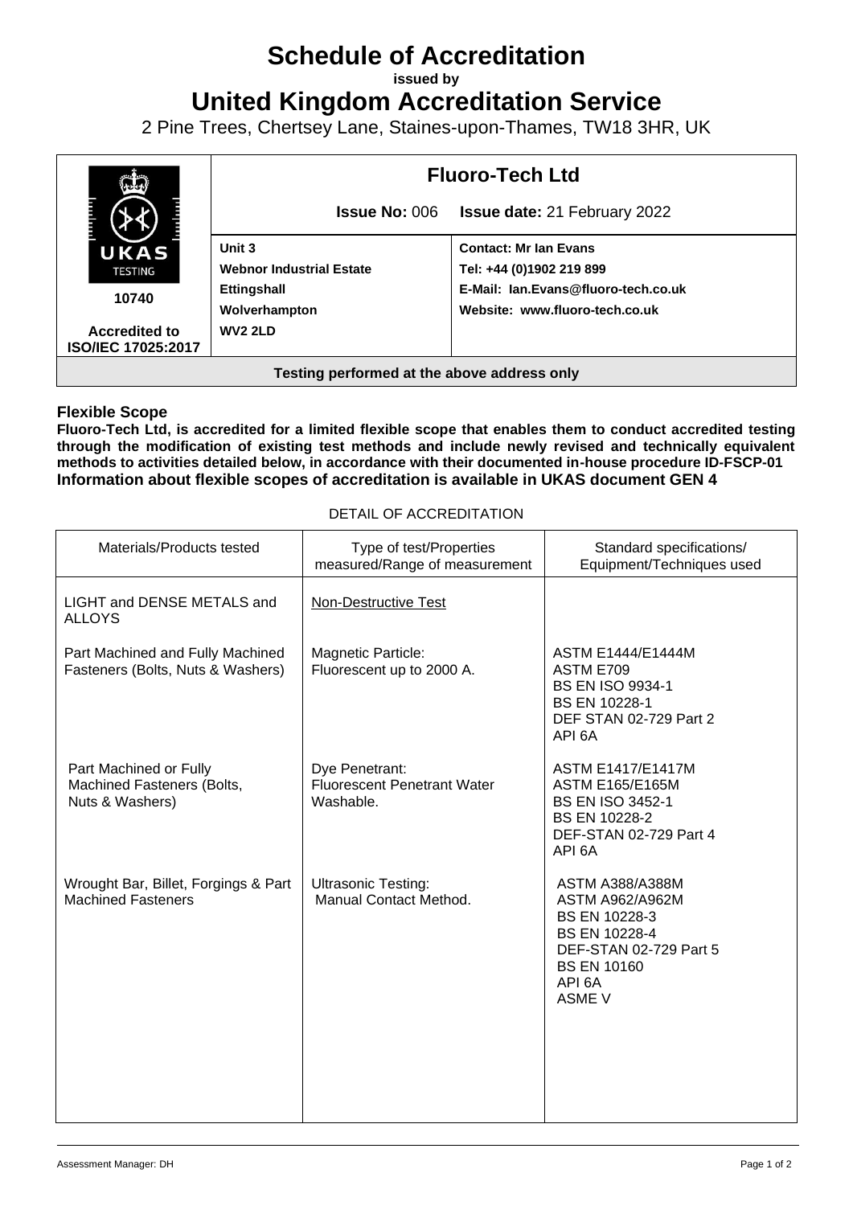# Schedule of Accreditation

**issued by**

# United Kingdom Accreditation Service

2 Pine Trees, Chertsey Lane, Staines-upon-Thames, TW18 3HR, UK

| UKAS TESTING 10740 Accredited to ISO/IEC 17025:2017 | **Fluoro-Tech Ltd** | |
|---|---|---|
| | **Issue No:** 006 | **Issue date:** 21 February 2022 |
| | **Unit 3**<br>**Webnor Industrial Estate**<br>**Ettingshall**<br>**Wolverhampton**<br>**WV2 2LD** | **Contact: Mr Ian Evans**<br>**Tel: +44 (0)1902 219 899**<br>**E-Mail: Ian.Evans@fluoro-tech.co.uk**<br>**Website: www.fluoro-tech.co.uk** |
| **Testing performed at the above address only** | | |

### Flexible Scope

**Fluoro-Tech Ltd, is accredited for a limited flexible scope that enables them to conduct accredited testing through the modification of existing test methods and include newly revised and technically equivalent methods to activities detailed below, in accordance with their documented in-house procedure ID-FSCP-01**
**Information about flexible scopes of accreditation is available in UKAS document GEN 4**

DETAIL OF ACCREDITATION

| Materials/Products tested | Type of test/Properties measured/Range of measurement | Standard specifications/ Equipment/Techniques used |
|---|---|---|
| LIGHT and DENSE METALS and ALLOYS | Non-Destructive Test | |
| Part Machined and Fully Machined Fasteners (Bolts, Nuts & Washers) | Magnetic Particle:<br>Fluorescent up to 2000 A. | ASTM E1444/E1444M<br>ASTM E709<br>BS EN ISO 9934-1<br>BS EN 10228-1<br>DEF STAN 02-729 Part 2<br>API 6A |
| Part Machined or Fully Machined Fasteners (Bolts, Nuts & Washers) | Dye Penetrant:<br>Fluorescent Penetrant Water Washable. | ASTM E1417/E1417M<br>ASTM E165/E165M<br>BS EN ISO 3452-1<br>BS EN 10228-2<br>DEF-STAN 02-729 Part 4<br>API 6A |
| Wrought Bar, Billet, Forgings & Part Machined Fasteners | Ultrasonic Testing:<br>Manual Contact Method. | ASTM A388/A388M<br>ASTM A962/A962M<br>BS EN 10228-3<br>BS EN 10228-4<br>DEF-STAN 02-729 Part 5<br>BS EN 10160<br>API 6A<br>ASME V |

Assessment Manager: DH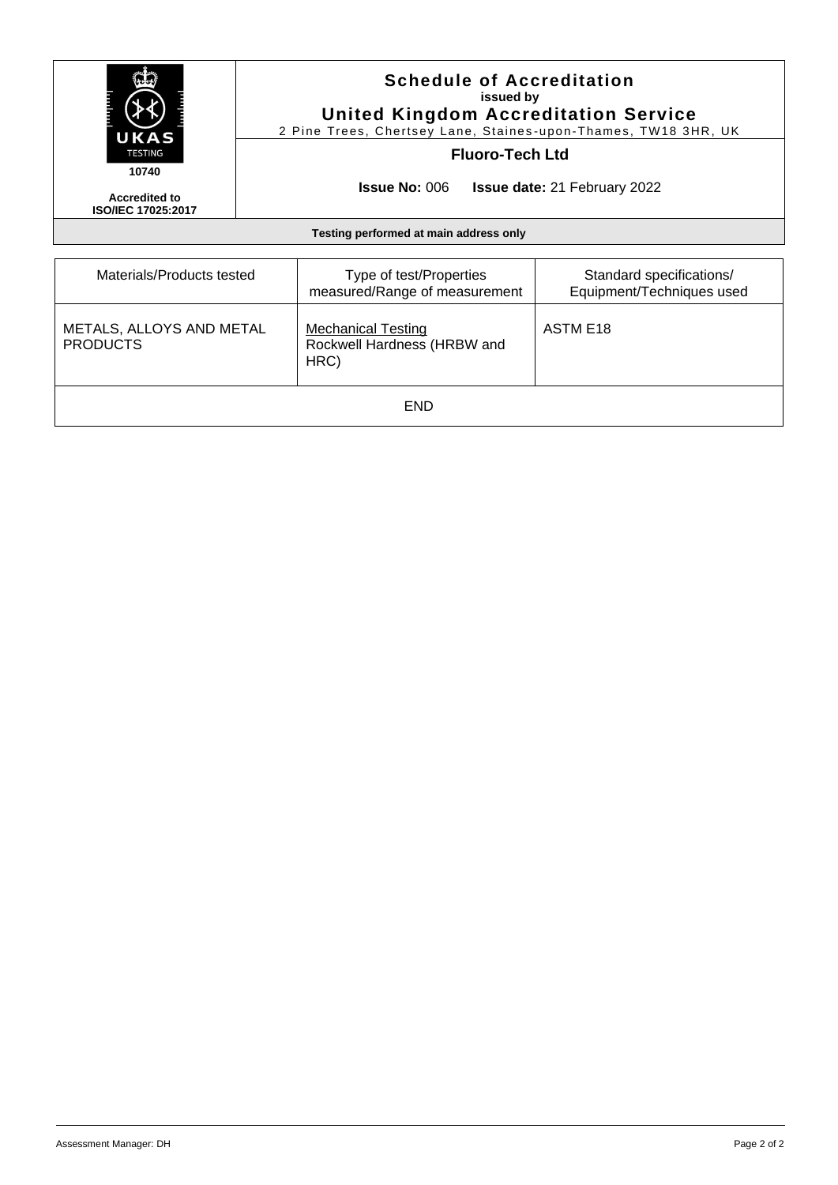10740

**Accredited to ISO/IEC 17025:2017**

# Schedule of Accreditation
**issued by**
## United Kingdom Accreditation Service
2 Pine Trees, Chertsey Lane, Staines-upon-Thames, TW18 3HR, UK

**Fluoro-Tech Ltd**

**Issue No:** 006 **Issue date:** 21 February 2022

**Testing performed at main address only**

| Materials/Products tested | Type of test/Properties measured/Range of measurement | Standard specifications/ Equipment/Techniques used |
|---|---|---|
| METALS, ALLOYS AND METAL PRODUCTS | Mechanical Testing<br>Rockwell Hardness (HRBW and HRC) | ASTM E18 |
| END | | |

Assessment Manager: DH